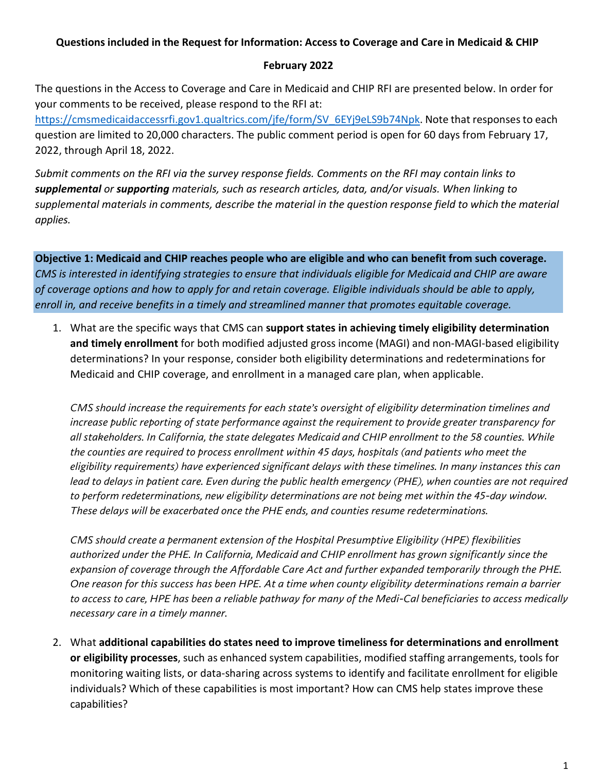**Questions included in the Request for Information: Access to Coverage and Care in Medicaid & CHIP**

**February 2022**

The questions in the Access to Coverage and Care in Medicaid and CHIP RFI are presented below. In order for your comments to be received, please respond to the RFI at: https://cmsmedicaidaccessrfi.gov1.qualtrics.com/jfe/form/SV_6EYj9eLS9b74Npk. Note that responses to each question are limited to 20,000 characters. The public comment period is open for 60 days from February 17, 2022, through April 18, 2022.

*Submit comments on the RFI via the survey response fields. Comments on the RFI may contain links to **supplemental** or **supporting** materials, such as research articles, data, and/or visuals. When linking to supplemental materials in comments, describe the material in the question response field to which the material applies.*

**Objective 1: Medicaid and CHIP reaches people who are eligible and who can benefit from such coverage.** *CMS is interested in identifying strategies to ensure that individuals eligible for Medicaid and CHIP are aware of coverage options and how to apply for and retain coverage. Eligible individuals should be able to apply, enroll in, and receive benefits in a timely and streamlined manner that promotes equitable coverage.*

1. What are the specific ways that CMS can **support states in achieving timely eligibility determination and timely enrollment** for both modified adjusted gross income (MAGI) and non-MAGI-based eligibility determinations? In your response, consider both eligibility determinations and redeterminations for Medicaid and CHIP coverage, and enrollment in a managed care plan, when applicable.

   *CMS should increase the requirements for each state's oversight of eligibility determination timelines and increase public reporting of state performance against the requirement to provide greater transparency for all stakeholders. In California, the state delegates Medicaid and CHIP enrollment to the 58 counties. While the counties are required to process enrollment within 45 days, hospitals (and patients who meet the eligibility requirements) have experienced significant delays with these timelines. In many instances this can lead to delays in patient care. Even during the public health emergency (PHE), when counties are not required to perform redeterminations, new eligibility determinations are not being met within the 45-day window. These delays will be exacerbated once the PHE ends, and counties resume redeterminations.*

   *CMS should create a permanent extension of the Hospital Presumptive Eligibility (HPE) flexibilities authorized under the PHE. In California, Medicaid and CHIP enrollment has grown significantly since the expansion of coverage through the Affordable Care Act and further expanded temporarily through the PHE. One reason for this success has been HPE. At a time when county eligibility determinations remain a barrier to access to care, HPE has been a reliable pathway for many of the Medi-Cal beneficiaries to access medically necessary care in a timely manner.*

2. What **additional capabilities do states need to improve timeliness for determinations and enrollment or eligibility processes**, such as enhanced system capabilities, modified staffing arrangements, tools for monitoring waiting lists, or data-sharing across systems to identify and facilitate enrollment for eligible individuals? Which of these capabilities is most important? How can CMS help states improve these capabilities?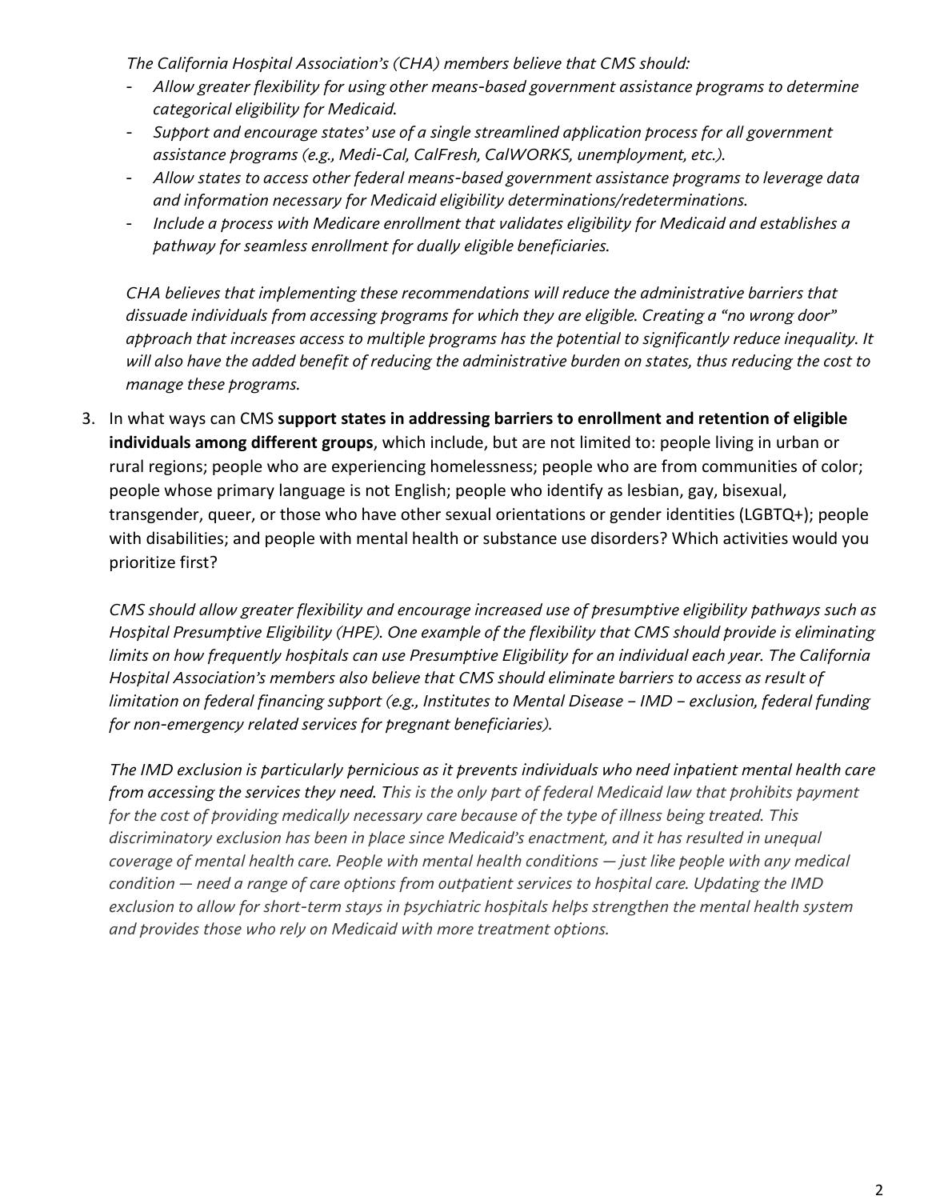*The California Hospital Association's (CHA) members believe that CMS should:*

- *Allow greater flexibility for using other means-based government assistance programs to determine categorical eligibility for Medicaid.*
- *Support and encourage states' use of a single streamlined application process for all government assistance programs (e.g., Medi-Cal, CalFresh, CalWORKS, unemployment, etc.).*
- *Allow states to access other federal means-based government assistance programs to leverage data and information necessary for Medicaid eligibility determinations/redeterminations.*
- *Include a process with Medicare enrollment that validates eligibility for Medicaid and establishes a pathway for seamless enrollment for dually eligible beneficiaries.*

*CHA believes that implementing these recommendations will reduce the administrative barriers that dissuade individuals from accessing programs for which they are eligible. Creating a "no wrong door" approach that increases access to multiple programs has the potential to significantly reduce inequality. It will also have the added benefit of reducing the administrative burden on states, thus reducing the cost to manage these programs.*

3. In what ways can CMS **support states in addressing barriers to enrollment and retention of eligible individuals among different groups**, which include, but are not limited to: people living in urban or rural regions; people who are experiencing homelessness; people who are from communities of color; people whose primary language is not English; people who identify as lesbian, gay, bisexual, transgender, queer, or those who have other sexual orientations or gender identities (LGBTQ+); people with disabilities; and people with mental health or substance use disorders? Which activities would you prioritize first?

   *CMS should allow greater flexibility and encourage increased use of presumptive eligibility pathways such as Hospital Presumptive Eligibility (HPE). One example of the flexibility that CMS should provide is eliminating limits on how frequently hospitals can use Presumptive Eligibility for an individual each year. The California Hospital Association's members also believe that CMS should eliminate barriers to access as result of limitation on federal financing support (e.g., Institutes to Mental Disease – IMD – exclusion, federal funding for non-emergency related services for pregnant beneficiaries).*

   *The IMD exclusion is particularly pernicious as it prevents individuals who need inpatient mental health care from accessing the services they need. This is the only part of federal Medicaid law that prohibits payment for the cost of providing medically necessary care because of the type of illness being treated. This discriminatory exclusion has been in place since Medicaid's enactment, and it has resulted in unequal coverage of mental health care. People with mental health conditions — just like people with any medical condition — need a range of care options from outpatient services to hospital care. Updating the IMD exclusion to allow for short-term stays in psychiatric hospitals helps strengthen the mental health system and provides those who rely on Medicaid with more treatment options.*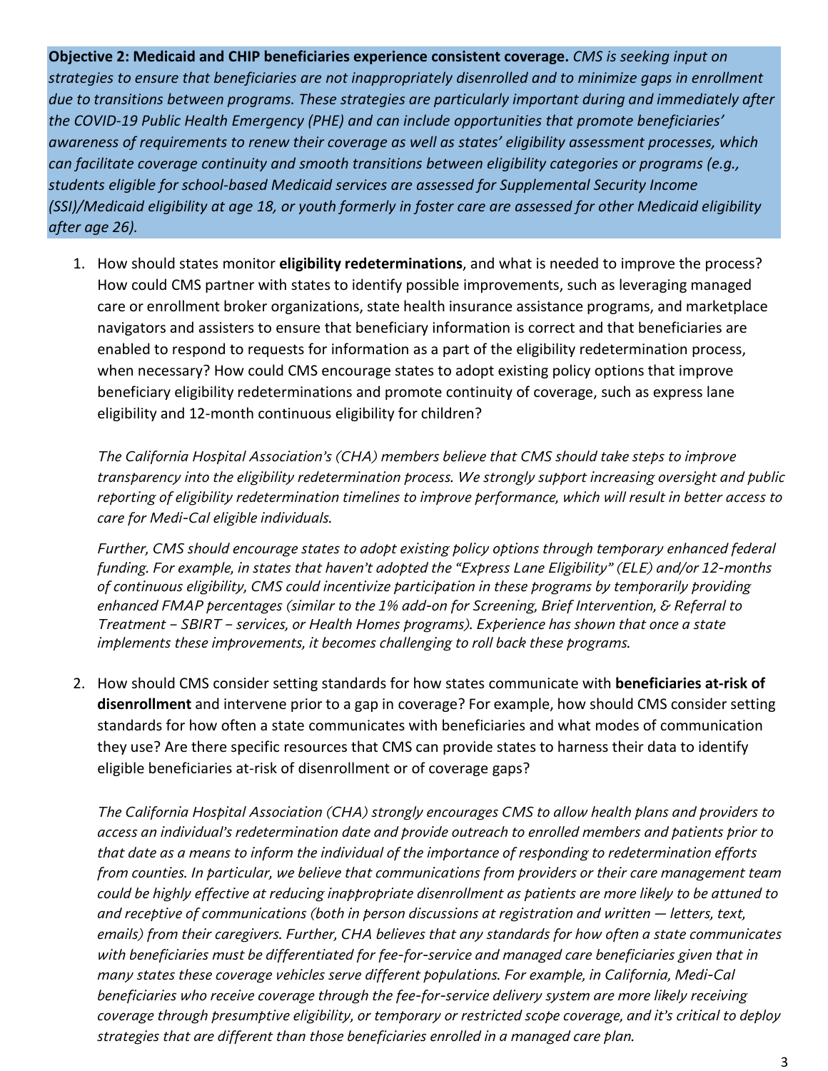**Objective 2: Medicaid and CHIP beneficiaries experience consistent coverage.** *CMS is seeking input on strategies to ensure that beneficiaries are not inappropriately disenrolled and to minimize gaps in enrollment due to transitions between programs. These strategies are particularly important during and immediately after the COVID-19 Public Health Emergency (PHE) and can include opportunities that promote beneficiaries' awareness of requirements to renew their coverage as well as states' eligibility assessment processes, which can facilitate coverage continuity and smooth transitions between eligibility categories or programs (e.g., students eligible for school-based Medicaid services are assessed for Supplemental Security Income (SSI)/Medicaid eligibility at age 18, or youth formerly in foster care are assessed for other Medicaid eligibility after age 26).*

1. How should states monitor **eligibility redeterminations**, and what is needed to improve the process? How could CMS partner with states to identify possible improvements, such as leveraging managed care or enrollment broker organizations, state health insurance assistance programs, and marketplace navigators and assisters to ensure that beneficiary information is correct and that beneficiaries are enabled to respond to requests for information as a part of the eligibility redetermination process, when necessary? How could CMS encourage states to adopt existing policy options that improve beneficiary eligibility redeterminations and promote continuity of coverage, such as express lane eligibility and 12-month continuous eligibility for children?

   *The California Hospital Association's (CHA) members believe that CMS should take steps to improve transparency into the eligibility redetermination process. We strongly support increasing oversight and public reporting of eligibility redetermination timelines to improve performance, which will result in better access to care for Medi-Cal eligible individuals.*

   *Further, CMS should encourage states to adopt existing policy options through temporary enhanced federal funding. For example, in states that haven't adopted the "Express Lane Eligibility" (ELE) and/or 12-months of continuous eligibility, CMS could incentivize participation in these programs by temporarily providing enhanced FMAP percentages (similar to the 1% add-on for Screening, Brief Intervention, & Referral to Treatment – SBIRT – services, or Health Homes programs). Experience has shown that once a state implements these improvements, it becomes challenging to roll back these programs.*

2. How should CMS consider setting standards for how states communicate with **beneficiaries at-risk of disenrollment** and intervene prior to a gap in coverage? For example, how should CMS consider setting standards for how often a state communicates with beneficiaries and what modes of communication they use? Are there specific resources that CMS can provide states to harness their data to identify eligible beneficiaries at-risk of disenrollment or of coverage gaps?

   *The California Hospital Association (CHA) strongly encourages CMS to allow health plans and providers to access an individual's redetermination date and provide outreach to enrolled members and patients prior to that date as a means to inform the individual of the importance of responding to redetermination efforts from counties. In particular, we believe that communications from providers or their care management team could be highly effective at reducing inappropriate disenrollment as patients are more likely to be attuned to and receptive of communications (both in person discussions at registration and written — letters, text, emails) from their caregivers. Further, CHA believes that any standards for how often a state communicates with beneficiaries must be differentiated for fee-for-service and managed care beneficiaries given that in many states these coverage vehicles serve different populations. For example, in California, Medi-Cal beneficiaries who receive coverage through the fee-for-service delivery system are more likely receiving coverage through presumptive eligibility, or temporary or restricted scope coverage, and it's critical to deploy strategies that are different than those beneficiaries enrolled in a managed care plan.*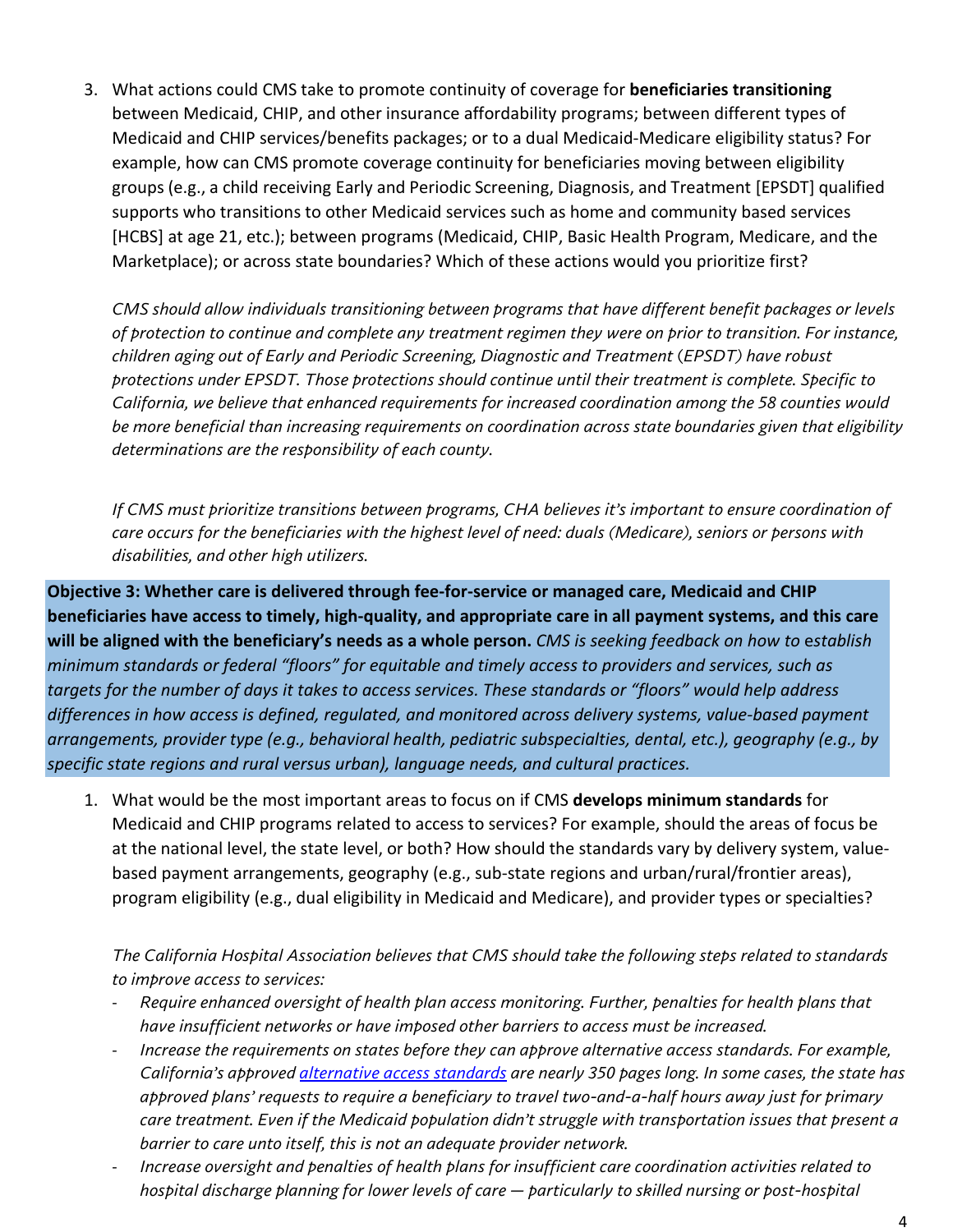3. What actions could CMS take to promote continuity of coverage for **beneficiaries transitioning** between Medicaid, CHIP, and other insurance affordability programs; between different types of Medicaid and CHIP services/benefits packages; or to a dual Medicaid-Medicare eligibility status? For example, how can CMS promote coverage continuity for beneficiaries moving between eligibility groups (e.g., a child receiving Early and Periodic Screening, Diagnosis, and Treatment [EPSDT] qualified supports who transitions to other Medicaid services such as home and community based services [HCBS] at age 21, etc.); between programs (Medicaid, CHIP, Basic Health Program, Medicare, and the Marketplace); or across state boundaries? Which of these actions would you prioritize first?

   *CMS should allow individuals transitioning between programs that have different benefit packages or levels of protection to continue and complete any treatment regimen they were on prior to transition. For instance, children aging out of Early and Periodic Screening, Diagnostic and Treatment (EPSDT) have robust protections under EPSDT. Those protections should continue until their treatment is complete. Specific to California, we believe that enhanced requirements for increased coordination among the 58 counties would be more beneficial than increasing requirements on coordination across state boundaries given that eligibility determinations are the responsibility of each county.*

   *If CMS must prioritize transitions between programs, CHA believes it's important to ensure coordination of care occurs for the beneficiaries with the highest level of need: duals (Medicare), seniors or persons with disabilities, and other high utilizers.*

**Objective 3: Whether care is delivered through fee-for-service or managed care, Medicaid and CHIP beneficiaries have access to timely, high-quality, and appropriate care in all payment systems, and this care will be aligned with the beneficiary's needs as a whole person.** *CMS is seeking feedback on how to establish minimum standards or federal "floors" for equitable and timely access to providers and services, such as targets for the number of days it takes to access services. These standards or "floors" would help address differences in how access is defined, regulated, and monitored across delivery systems, value-based payment arrangements, provider type (e.g., behavioral health, pediatric subspecialties, dental, etc.), geography (e.g., by specific state regions and rural versus urban), language needs, and cultural practices.*

1. What would be the most important areas to focus on if CMS **develops minimum standards** for Medicaid and CHIP programs related to access to services? For example, should the areas of focus be at the national level, the state level, or both? How should the standards vary by delivery system, value-based payment arrangements, geography (e.g., sub-state regions and urban/rural/frontier areas), program eligibility (e.g., dual eligibility in Medicaid and Medicare), and provider types or specialties?

   *The California Hospital Association believes that CMS should take the following steps related to standards to improve access to services:*

   - *Require enhanced oversight of health plan access monitoring. Further, penalties for health plans that have insufficient networks or have imposed other barriers to access must be increased.*
   - *Increase the requirements on states before they can approve alternative access standards. For example, California's approved [alternative access standards]() are nearly 350 pages long. In some cases, the state has approved plans' requests to require a beneficiary to travel two-and-a-half hours away just for primary care treatment. Even if the Medicaid population didn't struggle with transportation issues that present a barrier to care unto itself, this is not an adequate provider network.*
   - *Increase oversight and penalties of health plans for insufficient care coordination activities related to hospital discharge planning for lower levels of care — particularly to skilled nursing or post-hospital*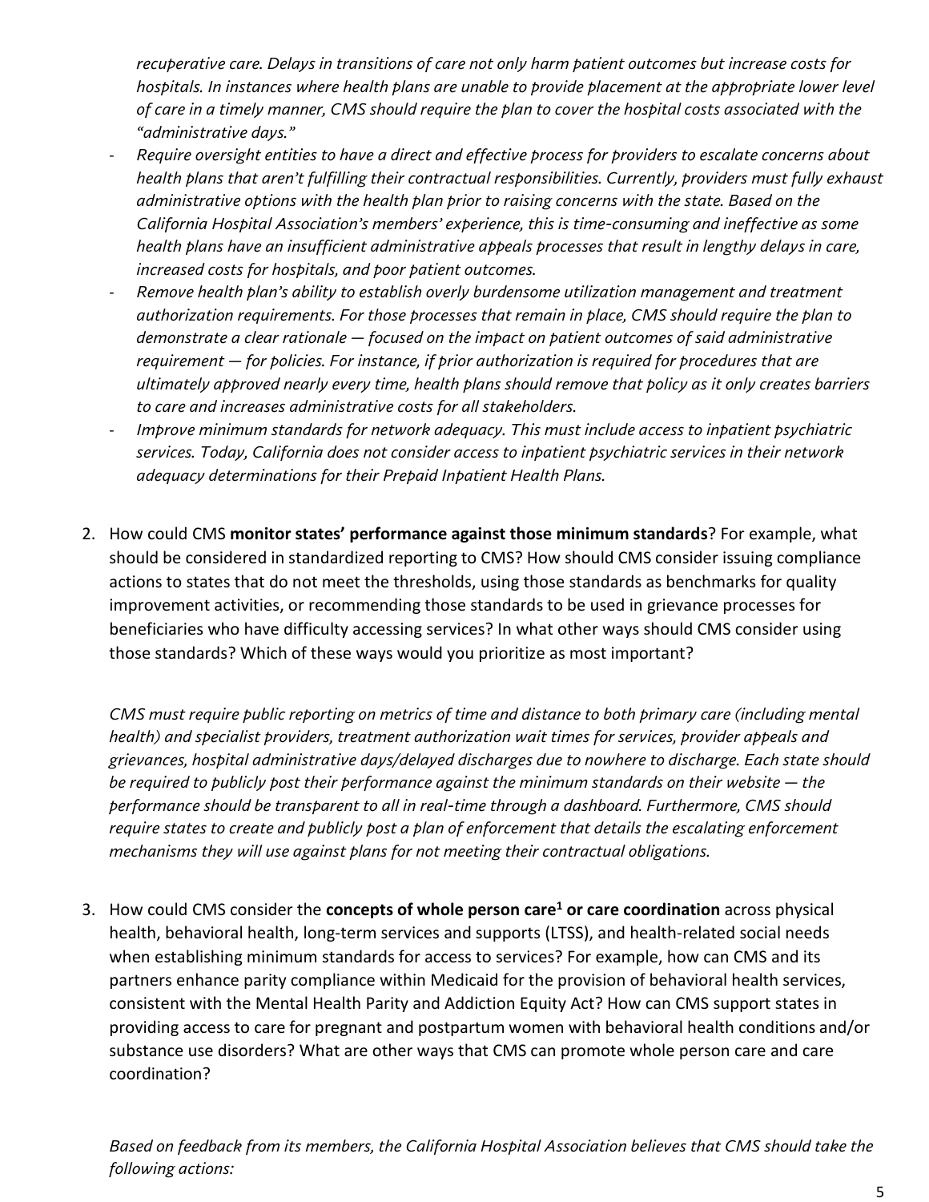*recuperative care. Delays in transitions of care not only harm patient outcomes but increase costs for hospitals. In instances where health plans are unable to provide placement at the appropriate lower level of care in a timely manner, CMS should require the plan to cover the hospital costs associated with the "administrative days."*

- *Require oversight entities to have a direct and effective process for providers to escalate concerns about health plans that aren't fulfilling their contractual responsibilities. Currently, providers must fully exhaust administrative options with the health plan prior to raising concerns with the state. Based on the California Hospital Association's members' experience, this is time-consuming and ineffective as some health plans have an insufficient administrative appeals processes that result in lengthy delays in care, increased costs for hospitals, and poor patient outcomes.*
- *Remove health plan's ability to establish overly burdensome utilization management and treatment authorization requirements. For those processes that remain in place, CMS should require the plan to demonstrate a clear rationale — focused on the impact on patient outcomes of said administrative requirement — for policies. For instance, if prior authorization is required for procedures that are ultimately approved nearly every time, health plans should remove that policy as it only creates barriers to care and increases administrative costs for all stakeholders.*
- *Improve minimum standards for network adequacy. This must include access to inpatient psychiatric services. Today, California does not consider access to inpatient psychiatric services in their network adequacy determinations for their Prepaid Inpatient Health Plans.*

2. How could CMS **monitor states' performance against those minimum standards**? For example, what should be considered in standardized reporting to CMS? How should CMS consider issuing compliance actions to states that do not meet the thresholds, using those standards as benchmarks for quality improvement activities, or recommending those standards to be used in grievance processes for beneficiaries who have difficulty accessing services? In what other ways should CMS consider using those standards? Which of these ways would you prioritize as most important?

   *CMS must require public reporting on metrics of time and distance to both primary care (including mental health) and specialist providers, treatment authorization wait times for services, provider appeals and grievances, hospital administrative days/delayed discharges due to nowhere to discharge. Each state should be required to publicly post their performance against the minimum standards on their website — the performance should be transparent to all in real-time through a dashboard. Furthermore, CMS should require states to create and publicly post a plan of enforcement that details the escalating enforcement mechanisms they will use against plans for not meeting their contractual obligations.*

3. How could CMS consider the **concepts of whole person care[1] or care coordination** across physical health, behavioral health, long-term services and supports (LTSS), and health-related social needs when establishing minimum standards for access to services? For example, how can CMS and its partners enhance parity compliance within Medicaid for the provision of behavioral health services, consistent with the Mental Health Parity and Addiction Equity Act? How can CMS support states in providing access to care for pregnant and postpartum women with behavioral health conditions and/or substance use disorders? What are other ways that CMS can promote whole person care and care coordination?

   *Based on feedback from its members, the California Hospital Association believes that CMS should take the following actions:*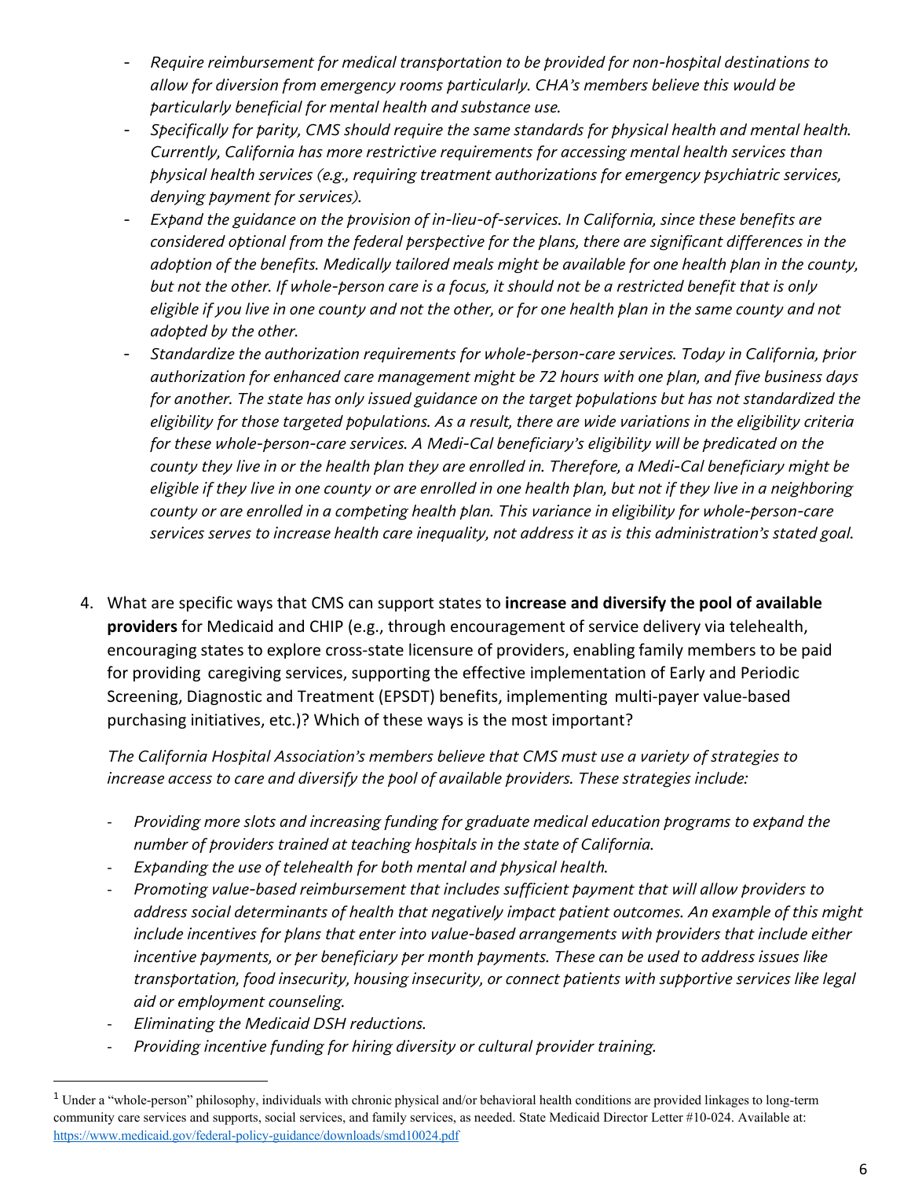- *Require reimbursement for medical transportation to be provided for non-hospital destinations to allow for diversion from emergency rooms particularly. CHA's members believe this would be particularly beneficial for mental health and substance use.*
- *Specifically for parity, CMS should require the same standards for physical health and mental health. Currently, California has more restrictive requirements for accessing mental health services than physical health services (e.g., requiring treatment authorizations for emergency psychiatric services, denying payment for services).*
- *Expand the guidance on the provision of in-lieu-of-services. In California, since these benefits are considered optional from the federal perspective for the plans, there are significant differences in the adoption of the benefits. Medically tailored meals might be available for one health plan in the county, but not the other. If whole-person care is a focus, it should not be a restricted benefit that is only eligible if you live in one county and not the other, or for one health plan in the same county and not adopted by the other.*
- *Standardize the authorization requirements for whole-person-care services. Today in California, prior authorization for enhanced care management might be 72 hours with one plan, and five business days for another. The state has only issued guidance on the target populations but has not standardized the eligibility for those targeted populations. As a result, there are wide variations in the eligibility criteria for these whole-person-care services. A Medi-Cal beneficiary's eligibility will be predicated on the county they live in or the health plan they are enrolled in. Therefore, a Medi-Cal beneficiary might be eligible if they live in one county or are enrolled in one health plan, but not if they live in a neighboring county or are enrolled in a competing health plan. This variance in eligibility for whole-person-care services serves to increase health care inequality, not address it as is this administration's stated goal.*

4. What are specific ways that CMS can support states to **increase and diversify the pool of available providers** for Medicaid and CHIP (e.g., through encouragement of service delivery via telehealth, encouraging states to explore cross-state licensure of providers, enabling family members to be paid for providing caregiving services, supporting the effective implementation of Early and Periodic Screening, Diagnostic and Treatment (EPSDT) benefits, implementing multi-payer value-based purchasing initiatives, etc.)? Which of these ways is the most important?

   *The California Hospital Association's members believe that CMS must use a variety of strategies to increase access to care and diversify the pool of available providers. These strategies include:*

   - *Providing more slots and increasing funding for graduate medical education programs to expand the number of providers trained at teaching hospitals in the state of California.*
   - *Expanding the use of telehealth for both mental and physical health.*
   - *Promoting value-based reimbursement that includes sufficient payment that will allow providers to address social determinants of health that negatively impact patient outcomes. An example of this might include incentives for plans that enter into value-based arrangements with providers that include either incentive payments, or per beneficiary per month payments. These can be used to address issues like transportation, food insecurity, housing insecurity, or connect patients with supportive services like legal aid or employment counseling.*
   - *Eliminating the Medicaid DSH reductions.*
   - *Providing incentive funding for hiring diversity or cultural provider training.*

[1] Under a "whole-person" philosophy, individuals with chronic physical and/or behavioral health conditions are provided linkages to long-term community care services and supports, social services, and family services, as needed. State Medicaid Director Letter #10-024. Available at: https://www.medicaid.gov/federal-policy-guidance/downloads/smd10024.pdf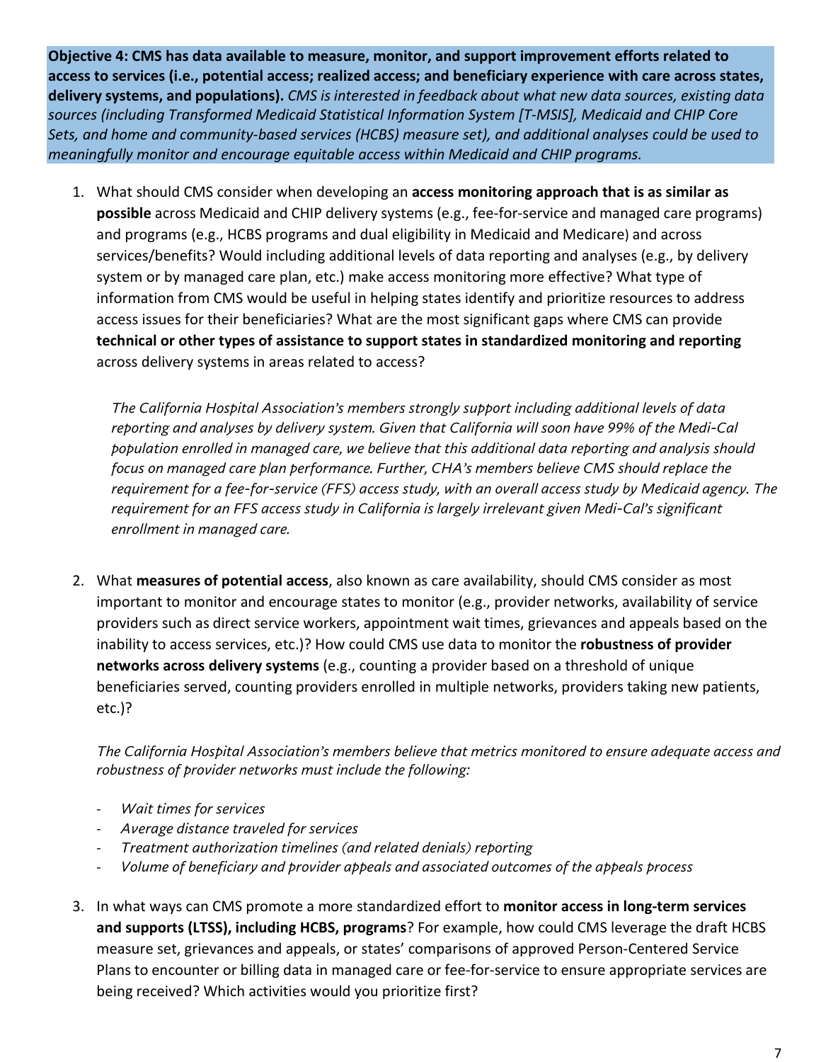**Objective 4: CMS has data available to measure, monitor, and support improvement efforts related to access to services (i.e., potential access; realized access; and beneficiary experience with care across states, delivery systems, and populations).** *CMS is interested in feedback about what new data sources, existing data sources (including Transformed Medicaid Statistical Information System [T-MSIS], Medicaid and CHIP Core Sets, and home and community-based services (HCBS) measure set), and additional analyses could be used to meaningfully monitor and encourage equitable access within Medicaid and CHIP programs.*

1. What should CMS consider when developing an **access monitoring approach that is as similar as possible** across Medicaid and CHIP delivery systems (e.g., fee-for-service and managed care programs) and programs (e.g., HCBS programs and dual eligibility in Medicaid and Medicare) and across services/benefits? Would including additional levels of data reporting and analyses (e.g., by delivery system or by managed care plan, etc.) make access monitoring more effective? What type of information from CMS would be useful in helping states identify and prioritize resources to address access issues for their beneficiaries? What are the most significant gaps where CMS can provide **technical or other types of assistance to support states in standardized monitoring and reporting** across delivery systems in areas related to access?

   *The California Hospital Association's members strongly support including additional levels of data reporting and analyses by delivery system. Given that California will soon have 99% of the Medi-Cal population enrolled in managed care, we believe that this additional data reporting and analysis should focus on managed care plan performance. Further, CHA's members believe CMS should replace the requirement for a fee-for-service (FFS) access study, with an overall access study by Medicaid agency. The requirement for an FFS access study in California is largely irrelevant given Medi-Cal's significant enrollment in managed care.*

2. What **measures of potential access**, also known as care availability, should CMS consider as most important to monitor and encourage states to monitor (e.g., provider networks, availability of service providers such as direct service workers, appointment wait times, grievances and appeals based on the inability to access services, etc.)? How could CMS use data to monitor the **robustness of provider networks across delivery systems** (e.g., counting a provider based on a threshold of unique beneficiaries served, counting providers enrolled in multiple networks, providers taking new patients, etc.)?

   *The California Hospital Association's members believe that metrics monitored to ensure adequate access and robustness of provider networks must include the following:*

   - *Wait times for services*
   - *Average distance traveled for services*
   - *Treatment authorization timelines (and related denials) reporting*
   - *Volume of beneficiary and provider appeals and associated outcomes of the appeals process*

3. In what ways can CMS promote a more standardized effort to **monitor access in long-term services and supports (LTSS), including HCBS, programs**? For example, how could CMS leverage the draft HCBS measure set, grievances and appeals, or states' comparisons of approved Person-Centered Service Plans to encounter or billing data in managed care or fee-for-service to ensure appropriate services are being received? Which activities would you prioritize first?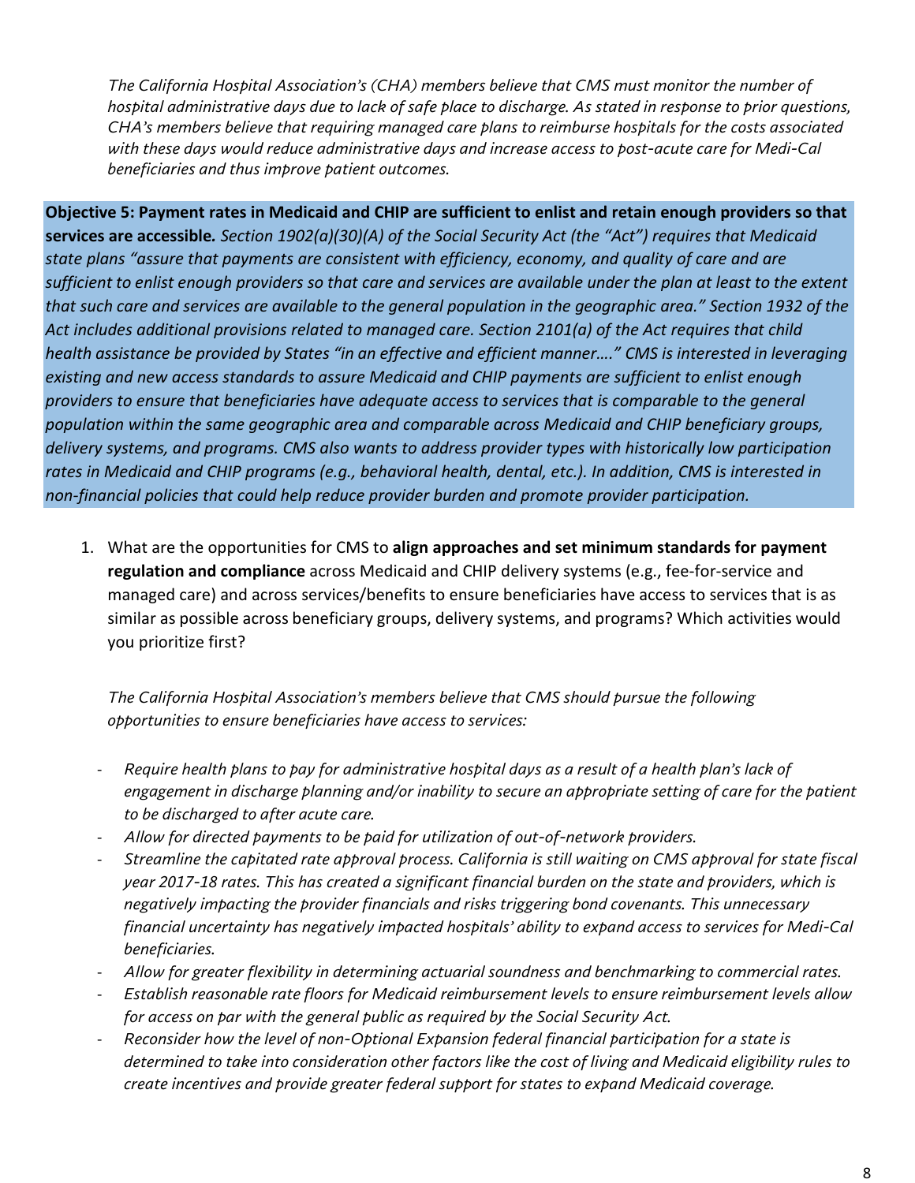*The California Hospital Association's (CHA) members believe that CMS must monitor the number of hospital administrative days due to lack of safe place to discharge. As stated in response to prior questions, CHA's members believe that requiring managed care plans to reimburse hospitals for the costs associated with these days would reduce administrative days and increase access to post-acute care for Medi-Cal beneficiaries and thus improve patient outcomes.*

**Objective 5: Payment rates in Medicaid and CHIP are sufficient to enlist and retain enough providers so that services are accessible.** *Section 1902(a)(30)(A) of the Social Security Act (the "Act") requires that Medicaid state plans "assure that payments are consistent with efficiency, economy, and quality of care and are sufficient to enlist enough providers so that care and services are available under the plan at least to the extent that such care and services are available to the general population in the geographic area." Section 1932 of the Act includes additional provisions related to managed care. Section 2101(a) of the Act requires that child health assistance be provided by States "in an effective and efficient manner…." CMS is interested in leveraging existing and new access standards to assure Medicaid and CHIP payments are sufficient to enlist enough providers to ensure that beneficiaries have adequate access to services that is comparable to the general population within the same geographic area and comparable across Medicaid and CHIP beneficiary groups, delivery systems, and programs. CMS also wants to address provider types with historically low participation rates in Medicaid and CHIP programs (e.g., behavioral health, dental, etc.). In addition, CMS is interested in non-financial policies that could help reduce provider burden and promote provider participation.*

1. What are the opportunities for CMS to **align approaches and set minimum standards for payment regulation and compliance** across Medicaid and CHIP delivery systems (e.g., fee-for-service and managed care) and across services/benefits to ensure beneficiaries have access to services that is as similar as possible across beneficiary groups, delivery systems, and programs? Which activities would you prioritize first?

   *The California Hospital Association's members believe that CMS should pursue the following opportunities to ensure beneficiaries have access to services:*

   - *Require health plans to pay for administrative hospital days as a result of a health plan's lack of engagement in discharge planning and/or inability to secure an appropriate setting of care for the patient to be discharged to after acute care.*
   - *Allow for directed payments to be paid for utilization of out-of-network providers.*
   - *Streamline the capitated rate approval process. California is still waiting on CMS approval for state fiscal year 2017-18 rates. This has created a significant financial burden on the state and providers, which is negatively impacting the provider financials and risks triggering bond covenants. This unnecessary financial uncertainty has negatively impacted hospitals' ability to expand access to services for Medi-Cal beneficiaries.*
   - *Allow for greater flexibility in determining actuarial soundness and benchmarking to commercial rates.*
   - *Establish reasonable rate floors for Medicaid reimbursement levels to ensure reimbursement levels allow for access on par with the general public as required by the Social Security Act.*
   - *Reconsider how the level of non-Optional Expansion federal financial participation for a state is determined to take into consideration other factors like the cost of living and Medicaid eligibility rules to create incentives and provide greater federal support for states to expand Medicaid coverage.*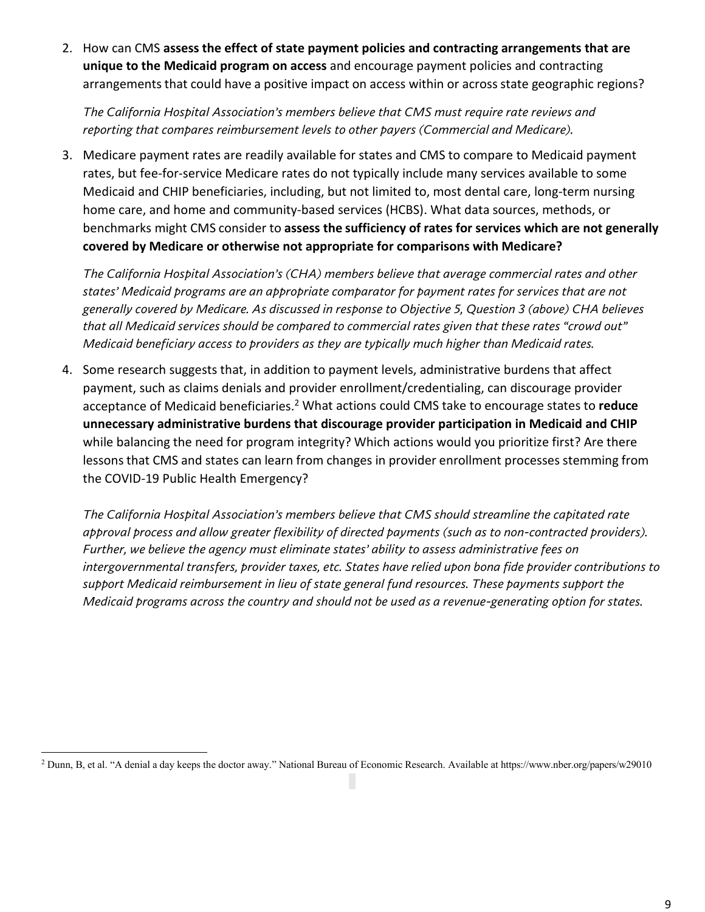2. How can CMS **assess the effect of state payment policies and contracting arrangements that are unique to the Medicaid program on access** and encourage payment policies and contracting arrangements that could have a positive impact on access within or across state geographic regions?

   *The California Hospital Association's members believe that CMS must require rate reviews and reporting that compares reimbursement levels to other payers (Commercial and Medicare).*

3. Medicare payment rates are readily available for states and CMS to compare to Medicaid payment rates, but fee-for-service Medicare rates do not typically include many services available to some Medicaid and CHIP beneficiaries, including, but not limited to, most dental care, long-term nursing home care, and home and community-based services (HCBS). What data sources, methods, or benchmarks might CMS consider to **assess the sufficiency of rates for services which are not generally covered by Medicare or otherwise not appropriate for comparisons with Medicare?**

   *The California Hospital Association's (CHA) members believe that average commercial rates and other states' Medicaid programs are an appropriate comparator for payment rates for services that are not generally covered by Medicare. As discussed in response to Objective 5, Question 3 (above) CHA believes that all Medicaid services should be compared to commercial rates given that these rates "crowd out" Medicaid beneficiary access to providers as they are typically much higher than Medicaid rates.*

4. Some research suggests that, in addition to payment levels, administrative burdens that affect payment, such as claims denials and provider enrollment/credentialing, can discourage provider acceptance of Medicaid beneficiaries.[2] What actions could CMS take to encourage states to **reduce unnecessary administrative burdens that discourage provider participation in Medicaid and CHIP** while balancing the need for program integrity? Which actions would you prioritize first? Are there lessons that CMS and states can learn from changes in provider enrollment processes stemming from the COVID-19 Public Health Emergency?

   *The California Hospital Association's members believe that CMS should streamline the capitated rate approval process and allow greater flexibility of directed payments (such as to non-contracted providers). Further, we believe the agency must eliminate states' ability to assess administrative fees on intergovernmental transfers, provider taxes, etc. States have relied upon bona fide provider contributions to support Medicaid reimbursement in lieu of state general fund resources. These payments support the Medicaid programs across the country and should not be used as a revenue-generating option for states.*

[2] Dunn, B, et al. "A denial a day keeps the doctor away." National Bureau of Economic Research. Available at https://www.nber.org/papers/w29010